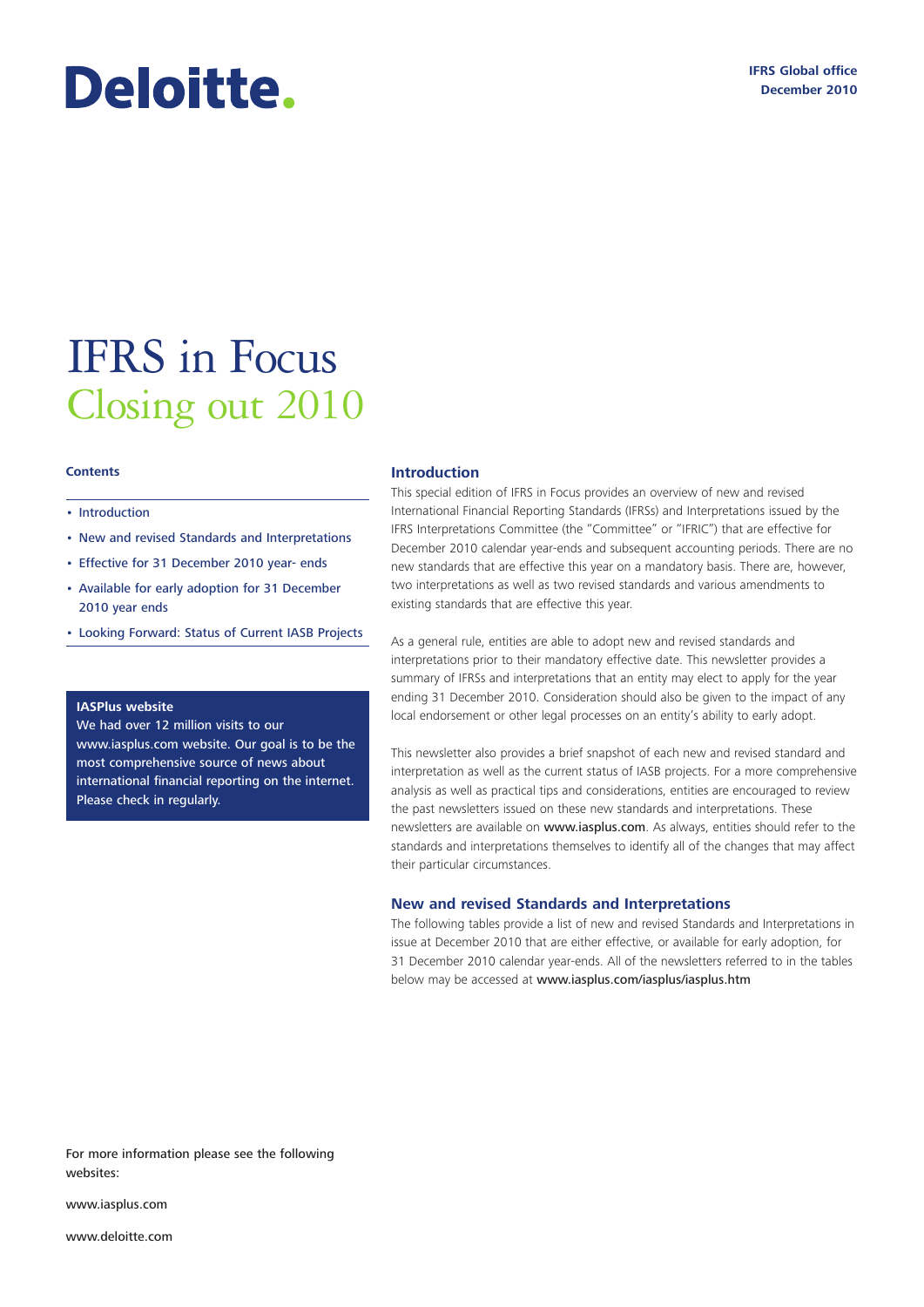Deloitte.

IFRS Global office
December 2010

# IFRS in Focus
## Closing out 2010

**Contents**

- Introduction
- New and revised Standards and Interpretations
- Effective for 31 December 2010 year- ends
- Available for early adoption for 31 December 2010 year ends
- Looking Forward: Status of Current IASB Projects

**IASPlus website**
We had over 12 million visits to our www.iasplus.com website. Our goal is to be the most comprehensive source of news about international financial reporting on the internet. Please check in regularly.

### Introduction

This special edition of IFRS in Focus provides an overview of new and revised International Financial Reporting Standards (IFRSs) and Interpretations issued by the IFRS Interpretations Committee (the "Committee" or "IFRIC") that are effective for December 2010 calendar year-ends and subsequent accounting periods. There are no new standards that are effective this year on a mandatory basis. There are, however, two interpretations as well as two revised standards and various amendments to existing standards that are effective this year.

As a general rule, entities are able to adopt new and revised standards and interpretations prior to their mandatory effective date. This newsletter provides a summary of IFRSs and interpretations that an entity may elect to apply for the year ending 31 December 2010. Consideration should also be given to the impact of any local endorsement or other legal processes on an entity's ability to early adopt.

This newsletter also provides a brief snapshot of each new and revised standard and interpretation as well as the current status of IASB projects. For a more comprehensive analysis as well as practical tips and considerations, entities are encouraged to review the past newsletters issued on these new standards and interpretations. These newsletters are available on www.iasplus.com. As always, entities should refer to the standards and interpretations themselves to identify all of the changes that may affect their particular circumstances.

### New and revised Standards and Interpretations

The following tables provide a list of new and revised Standards and Interpretations in issue at December 2010 that are either effective, or available for early adoption, for 31 December 2010 calendar year-ends. All of the newsletters referred to in the tables below may be accessed at www.iasplus.com/iasplus/iasplus.htm

For more information please see the following websites:

www.iasplus.com

www.deloitte.com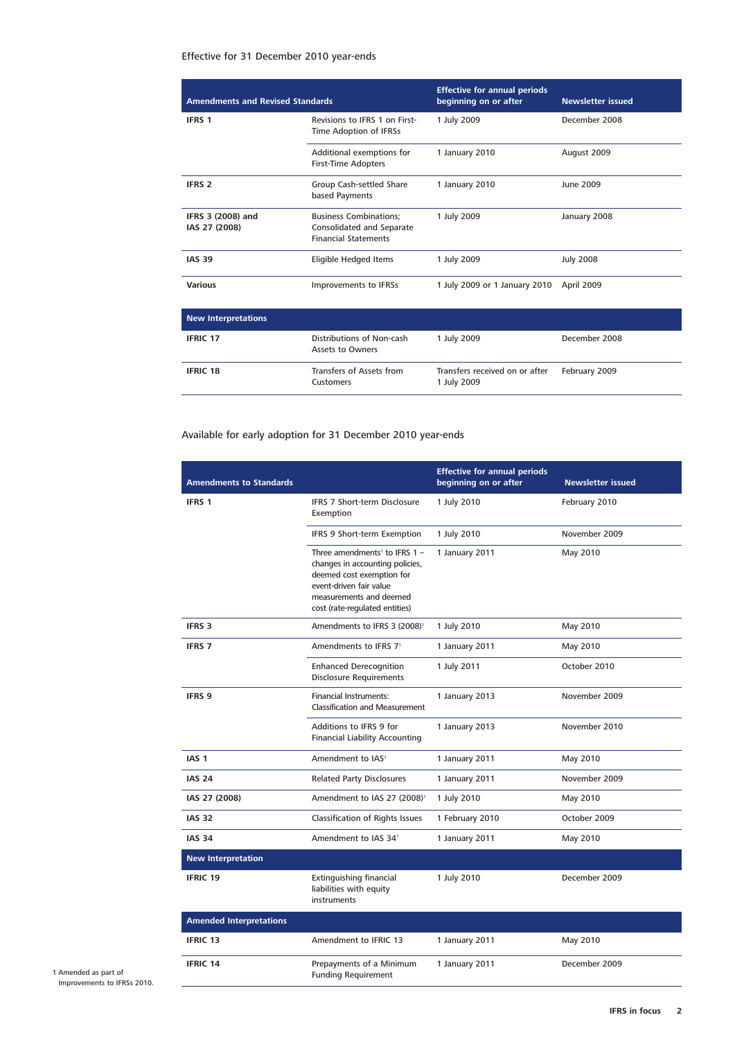## Effective for 31 December 2010 year-ends

| Amendments and Revised Standards | | Effective for annual periods beginning on or after | Newsletter issued |
|---|---|---|---|
| **IFRS 1** | Revisions to IFRS 1 on First-Time Adoption of IFRSs | 1 July 2009 | December 2008 |
| | Additional exemptions for First-Time Adopters | 1 January 2010 | August 2009 |
| **IFRS 2** | Group Cash-settled Share based Payments | 1 January 2010 | June 2009 |
| **IFRS 3 (2008) and IAS 27 (2008)** | Business Combinations; Consolidated and Separate Financial Statements | 1 July 2009 | January 2008 |
| **IAS 39** | Eligible Hedged Items | 1 July 2009 | July 2008 |
| **Various** | Improvements to IFRSs | 1 July 2009 or 1 January 2010 | April 2009 |
| **New Interpretations** | | | |
| **IFRIC 17** | Distributions of Non-cash Assets to Owners | 1 July 2009 | December 2008 |
| **IFRIC 18** | Transfers of Assets from Customers | Transfers received on or after 1 July 2009 | February 2009 |

## Available for early adoption for 31 December 2010 year-ends

| Amendments to Standards | | Effective for annual periods beginning on or after | Newsletter issued |
|---|---|---|---|
| **IFRS 1** | IFRS 7 Short-term Disclosure Exemption | 1 July 2010 | February 2010 |
| | IFRS 9 Short-term Exemption | 1 July 2010 | November 2009 |
| | Three amendments[1] to IFRS 1 – changes in accounting policies, deemed cost exemption for event-driven fair value measurements and deemed cost (rate-regulated entities) | 1 January 2011 | May 2010 |
| **IFRS 3** | Amendments to IFRS 3 (2008)[1] | 1 July 2010 | May 2010 |
| **IFRS 7** | Amendments to IFRS 7[1] | 1 January 2011 | May 2010 |
| | Enhanced Derecognition Disclosure Requirements | 1 July 2011 | October 2010 |
| **IFRS 9** | Financial Instruments: Classification and Measurement | 1 January 2013 | November 2009 |
| | Additions to IFRS 9 for Financial Liability Accounting | 1 January 2013 | November 2010 |
| **IAS 1** | Amendment to IAS[1] | 1 January 2011 | May 2010 |
| **IAS 24** | Related Party Disclosures | 1 January 2011 | November 2009 |
| **IAS 27 (2008)** | Amendment to IAS 27 (2008)[1] | 1 July 2010 | May 2010 |
| **IAS 32** | Classification of Rights Issues | 1 February 2010 | October 2009 |
| **IAS 34** | Amendment to IAS 34[1] | 1 January 2011 | May 2010 |
| **New Interpretation** | | | |
| **IFRIC 19** | Extinguishing financial liabilities with equity instruments | 1 July 2010 | December 2009 |
| **Amended Interpretations** | | | |
| **IFRIC 13** | Amendment to IFRIC 13 | 1 January 2011 | May 2010 |
| **IFRIC 14** | Prepayments of a Minimum Funding Requirement | 1 January 2011 | December 2009 |

1 Amended as part of Improvements to IFRSs 2010.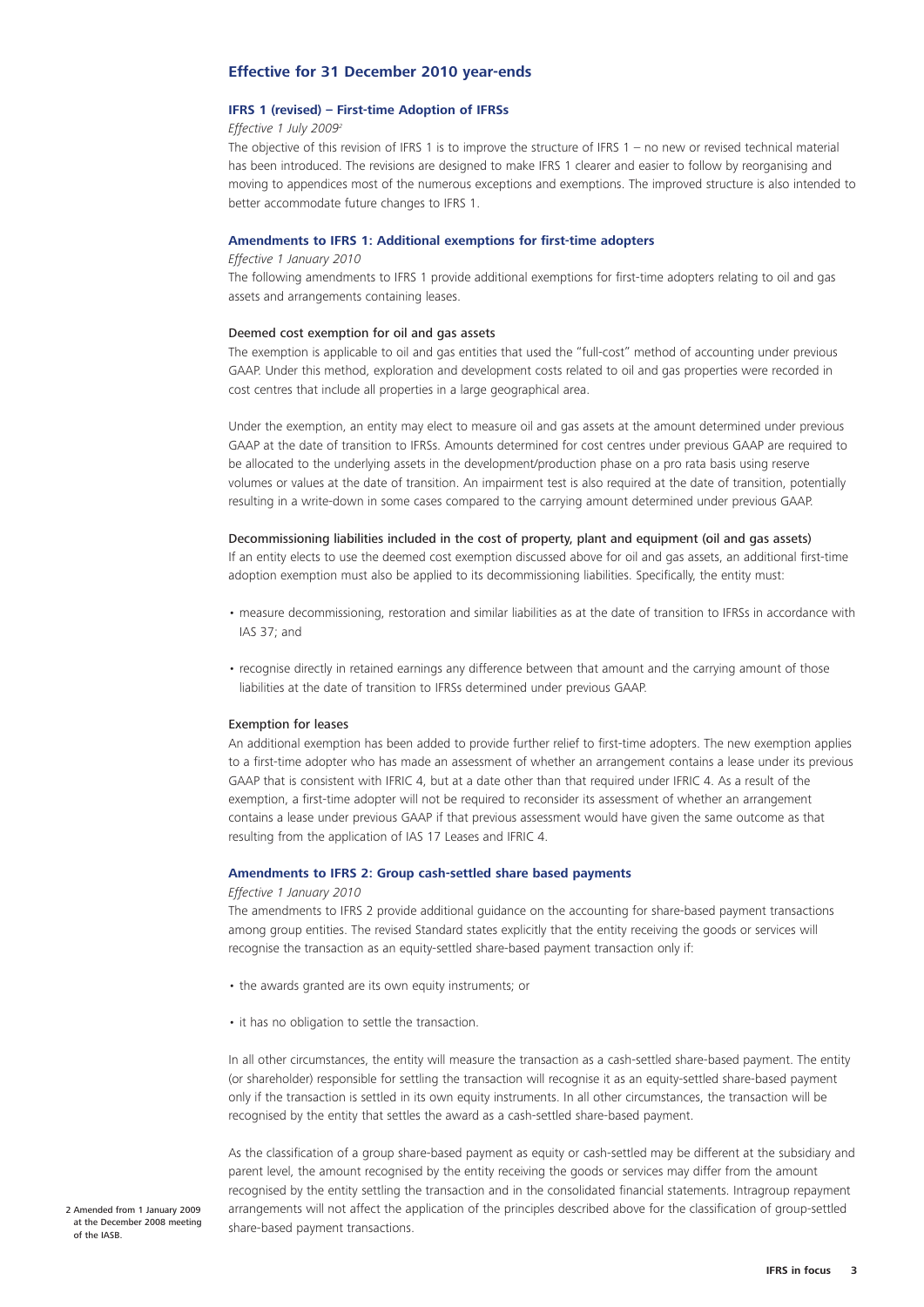## Effective for 31 December 2010 year-ends

### IFRS 1 (revised) – First-time Adoption of IFRSs

*Effective 1 July 2009*[2]

The objective of this revision of IFRS 1 is to improve the structure of IFRS 1 – no new or revised technical material has been introduced. The revisions are designed to make IFRS 1 clearer and easier to follow by reorganising and moving to appendices most of the numerous exceptions and exemptions. The improved structure is also intended to better accommodate future changes to IFRS 1.

### Amendments to IFRS 1: Additional exemptions for first-time adopters

*Effective 1 January 2010*

The following amendments to IFRS 1 provide additional exemptions for first-time adopters relating to oil and gas assets and arrangements containing leases.

#### Deemed cost exemption for oil and gas assets

The exemption is applicable to oil and gas entities that used the "full-cost" method of accounting under previous GAAP. Under this method, exploration and development costs related to oil and gas properties were recorded in cost centres that include all properties in a large geographical area.

Under the exemption, an entity may elect to measure oil and gas assets at the amount determined under previous GAAP at the date of transition to IFRSs. Amounts determined for cost centres under previous GAAP are required to be allocated to the underlying assets in the development/production phase on a pro rata basis using reserve volumes or values at the date of transition. An impairment test is also required at the date of transition, potentially resulting in a write-down in some cases compared to the carrying amount determined under previous GAAP.

#### Decommissioning liabilities included in the cost of property, plant and equipment (oil and gas assets)

If an entity elects to use the deemed cost exemption discussed above for oil and gas assets, an additional first-time adoption exemption must also be applied to its decommissioning liabilities. Specifically, the entity must:

- measure decommissioning, restoration and similar liabilities as at the date of transition to IFRSs in accordance with IAS 37; and
- recognise directly in retained earnings any difference between that amount and the carrying amount of those liabilities at the date of transition to IFRSs determined under previous GAAP.

#### Exemption for leases

An additional exemption has been added to provide further relief to first-time adopters. The new exemption applies to a first-time adopter who has made an assessment of whether an arrangement contains a lease under its previous GAAP that is consistent with IFRIC 4, but at a date other than that required under IFRIC 4. As a result of the exemption, a first-time adopter will not be required to reconsider its assessment of whether an arrangement contains a lease under previous GAAP if that previous assessment would have given the same outcome as that resulting from the application of IAS 17 Leases and IFRIC 4.

### Amendments to IFRS 2: Group cash-settled share based payments

*Effective 1 January 2010*

The amendments to IFRS 2 provide additional guidance on the accounting for share-based payment transactions among group entities. The revised Standard states explicitly that the entity receiving the goods or services will recognise the transaction as an equity-settled share-based payment transaction only if:

- the awards granted are its own equity instruments; or
- it has no obligation to settle the transaction.

In all other circumstances, the entity will measure the transaction as a cash-settled share-based payment. The entity (or shareholder) responsible for settling the transaction will recognise it as an equity-settled share-based payment only if the transaction is settled in its own equity instruments. In all other circumstances, the transaction will be recognised by the entity that settles the award as a cash-settled share-based payment.

As the classification of a group share-based payment as equity or cash-settled may be different at the subsidiary and parent level, the amount recognised by the entity receiving the goods or services may differ from the amount recognised by the entity settling the transaction and in the consolidated financial statements. Intragroup repayment arrangements will not affect the application of the principles described above for the classification of group-settled share-based payment transactions.

[2] Amended from 1 January 2009 at the December 2008 meeting of the IASB.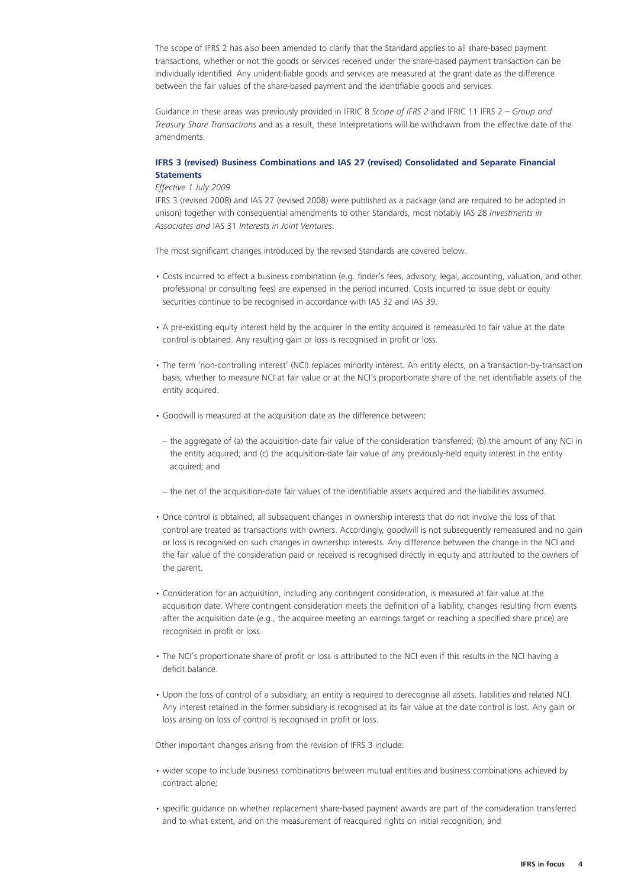The scope of IFRS 2 has also been amended to clarify that the Standard applies to all share-based payment transactions, whether or not the goods or services received under the share-based payment transaction can be individually identified. Any unidentifiable goods and services are measured at the grant date as the difference between the fair values of the share-based payment and the identifiable goods and services.

Guidance in these areas was previously provided in IFRIC 8 *Scope of IFRS 2* and IFRIC 11 IFRS 2 – *Group and Treasury Share Transactions* and as a result, these Interpretations will be withdrawn from the effective date of the amendments.

### IFRS 3 (revised) Business Combinations and IAS 27 (revised) Consolidated and Separate Financial Statements

*Effective 1 July 2009*

IFRS 3 (revised 2008) and IAS 27 (revised 2008) were published as a package (and are required to be adopted in unison) together with consequential amendments to other Standards, most notably IAS 28 *Investments in Associates and* IAS 31 *Interests in Joint Ventures*.

The most significant changes introduced by the revised Standards are covered below.

- Costs incurred to effect a business combination (e.g. finder's fees, advisory, legal, accounting, valuation, and other professional or consulting fees) are expensed in the period incurred. Costs incurred to issue debt or equity securities continue to be recognised in accordance with IAS 32 and IAS 39.
- A pre-existing equity interest held by the acquirer in the entity acquired is remeasured to fair value at the date control is obtained. Any resulting gain or loss is recognised in profit or loss.
- The term 'non-controlling interest' (NCI) replaces minority interest. An entity elects, on a transaction-by-transaction basis, whether to measure NCI at fair value or at the NCI's proportionate share of the net identifiable assets of the entity acquired.
- Goodwill is measured at the acquisition date as the difference between:
  - the aggregate of (a) the acquisition-date fair value of the consideration transferred; (b) the amount of any NCI in the entity acquired; and (c) the acquisition-date fair value of any previously-held equity interest in the entity acquired; and
  - the net of the acquisition-date fair values of the identifiable assets acquired and the liabilities assumed.
- Once control is obtained, all subsequent changes in ownership interests that do not involve the loss of that control are treated as transactions with owners. Accordingly, goodwill is not subsequently remeasured and no gain or loss is recognised on such changes in ownership interests. Any difference between the change in the NCI and the fair value of the consideration paid or received is recognised directly in equity and attributed to the owners of the parent.
- Consideration for an acquisition, including any contingent consideration, is measured at fair value at the acquisition date. Where contingent consideration meets the definition of a liability, changes resulting from events after the acquisition date (e.g., the acquiree meeting an earnings target or reaching a specified share price) are recognised in profit or loss.
- The NCI's proportionate share of profit or loss is attributed to the NCI even if this results in the NCI having a deficit balance.
- Upon the loss of control of a subsidiary, an entity is required to derecognise all assets, liabilities and related NCI. Any interest retained in the former subsidiary is recognised at its fair value at the date control is lost. Any gain or loss arising on loss of control is recognised in profit or loss.

Other important changes arising from the revision of IFRS 3 include:

- wider scope to include business combinations between mutual entities and business combinations achieved by contract alone;
- specific guidance on whether replacement share-based payment awards are part of the consideration transferred and to what extent, and on the measurement of reacquired rights on initial recognition; and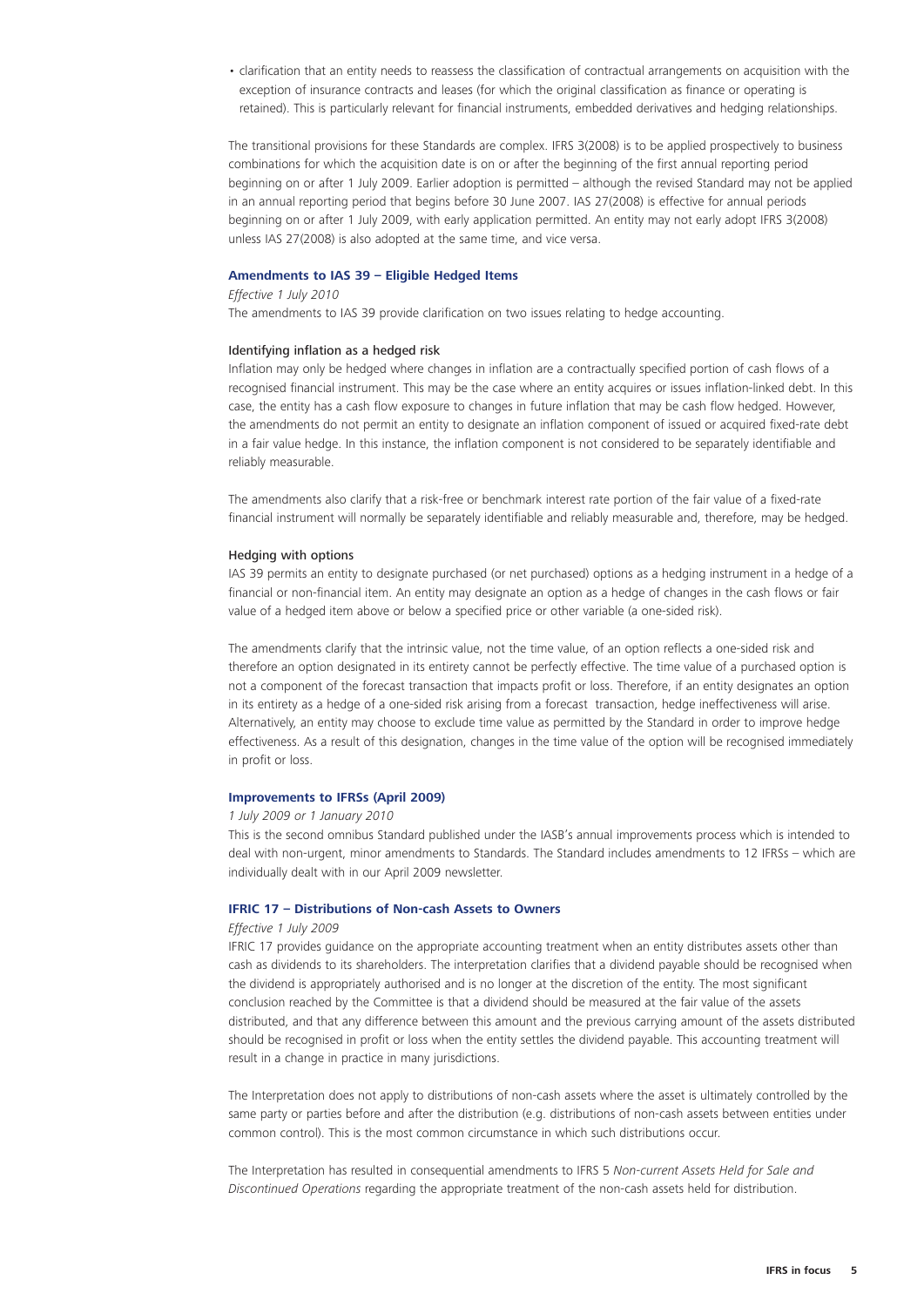- clarification that an entity needs to reassess the classification of contractual arrangements on acquisition with the exception of insurance contracts and leases (for which the original classification as finance or operating is retained). This is particularly relevant for financial instruments, embedded derivatives and hedging relationships.

The transitional provisions for these Standards are complex. IFRS 3(2008) is to be applied prospectively to business combinations for which the acquisition date is on or after the beginning of the first annual reporting period beginning on or after 1 July 2009. Earlier adoption is permitted – although the revised Standard may not be applied in an annual reporting period that begins before 30 June 2007. IAS 27(2008) is effective for annual periods beginning on or after 1 July 2009, with early application permitted. An entity may not early adopt IFRS 3(2008) unless IAS 27(2008) is also adopted at the same time, and vice versa.

### Amendments to IAS 39 – Eligible Hedged Items

*Effective 1 July 2010*

The amendments to IAS 39 provide clarification on two issues relating to hedge accounting.

#### Identifying inflation as a hedged risk

Inflation may only be hedged where changes in inflation are a contractually specified portion of cash flows of a recognised financial instrument. This may be the case where an entity acquires or issues inflation-linked debt. In this case, the entity has a cash flow exposure to changes in future inflation that may be cash flow hedged. However, the amendments do not permit an entity to designate an inflation component of issued or acquired fixed-rate debt in a fair value hedge. In this instance, the inflation component is not considered to be separately identifiable and reliably measurable.

The amendments also clarify that a risk-free or benchmark interest rate portion of the fair value of a fixed-rate financial instrument will normally be separately identifiable and reliably measurable and, therefore, may be hedged.

#### Hedging with options

IAS 39 permits an entity to designate purchased (or net purchased) options as a hedging instrument in a hedge of a financial or non-financial item. An entity may designate an option as a hedge of changes in the cash flows or fair value of a hedged item above or below a specified price or other variable (a one-sided risk).

The amendments clarify that the intrinsic value, not the time value, of an option reflects a one-sided risk and therefore an option designated in its entirety cannot be perfectly effective. The time value of a purchased option is not a component of the forecast transaction that impacts profit or loss. Therefore, if an entity designates an option in its entirety as a hedge of a one-sided risk arising from a forecast transaction, hedge ineffectiveness will arise. Alternatively, an entity may choose to exclude time value as permitted by the Standard in order to improve hedge effectiveness. As a result of this designation, changes in the time value of the option will be recognised immediately in profit or loss.

### Improvements to IFRSs (April 2009)

*1 July 2009 or 1 January 2010*

This is the second omnibus Standard published under the IASB's annual improvements process which is intended to deal with non-urgent, minor amendments to Standards. The Standard includes amendments to 12 IFRSs – which are individually dealt with in our April 2009 newsletter.

### IFRIC 17 – Distributions of Non-cash Assets to Owners

*Effective 1 July 2009*

IFRIC 17 provides guidance on the appropriate accounting treatment when an entity distributes assets other than cash as dividends to its shareholders. The interpretation clarifies that a dividend payable should be recognised when the dividend is appropriately authorised and is no longer at the discretion of the entity. The most significant conclusion reached by the Committee is that a dividend should be measured at the fair value of the assets distributed, and that any difference between this amount and the previous carrying amount of the assets distributed should be recognised in profit or loss when the entity settles the dividend payable. This accounting treatment will result in a change in practice in many jurisdictions.

The Interpretation does not apply to distributions of non-cash assets where the asset is ultimately controlled by the same party or parties before and after the distribution (e.g. distributions of non-cash assets between entities under common control). This is the most common circumstance in which such distributions occur.

The Interpretation has resulted in consequential amendments to IFRS 5 *Non-current Assets Held for Sale and Discontinued Operations* regarding the appropriate treatment of the non-cash assets held for distribution.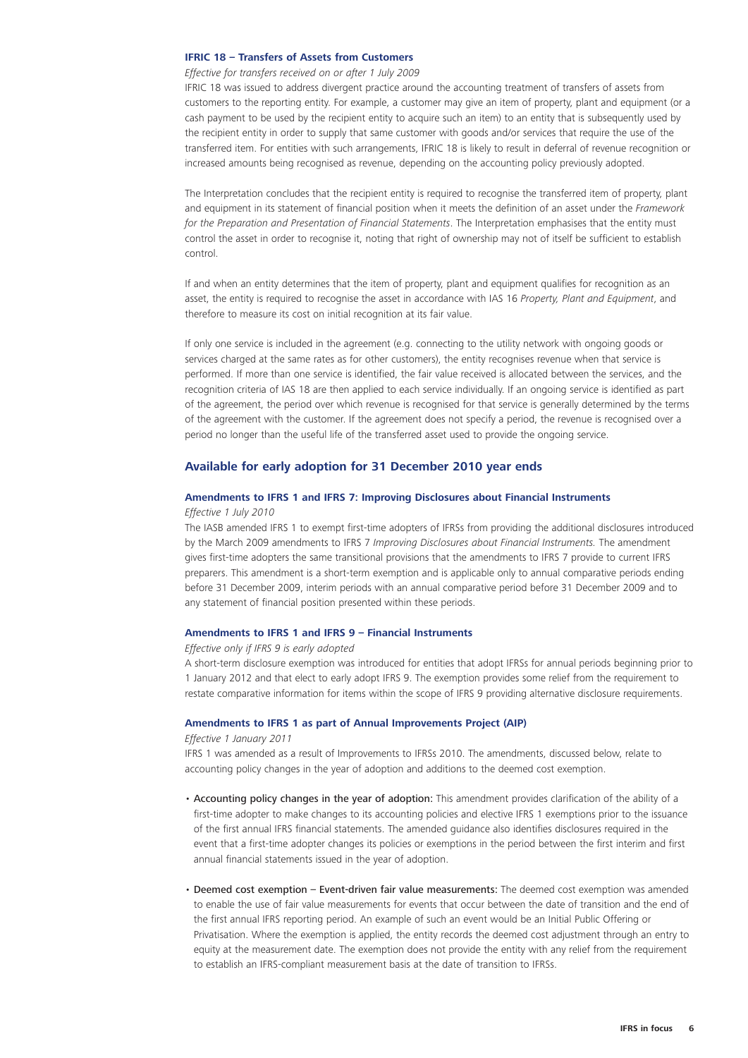### IFRIC 18 – Transfers of Assets from Customers

*Effective for transfers received on or after 1 July 2009*

IFRIC 18 was issued to address divergent practice around the accounting treatment of transfers of assets from customers to the reporting entity. For example, a customer may give an item of property, plant and equipment (or a cash payment to be used by the recipient entity to acquire such an item) to an entity that is subsequently used by the recipient entity in order to supply that same customer with goods and/or services that require the use of the transferred item. For entities with such arrangements, IFRIC 18 is likely to result in deferral of revenue recognition or increased amounts being recognised as revenue, depending on the accounting policy previously adopted.

The Interpretation concludes that the recipient entity is required to recognise the transferred item of property, plant and equipment in its statement of financial position when it meets the definition of an asset under the *Framework for the Preparation and Presentation of Financial Statements*. The Interpretation emphasises that the entity must control the asset in order to recognise it, noting that right of ownership may not of itself be sufficient to establish control.

If and when an entity determines that the item of property, plant and equipment qualifies for recognition as an asset, the entity is required to recognise the asset in accordance with IAS 16 *Property, Plant and Equipment*, and therefore to measure its cost on initial recognition at its fair value.

If only one service is included in the agreement (e.g. connecting to the utility network with ongoing goods or services charged at the same rates as for other customers), the entity recognises revenue when that service is performed. If more than one service is identified, the fair value received is allocated between the services, and the recognition criteria of IAS 18 are then applied to each service individually. If an ongoing service is identified as part of the agreement, the period over which revenue is recognised for that service is generally determined by the terms of the agreement with the customer. If the agreement does not specify a period, the revenue is recognised over a period no longer than the useful life of the transferred asset used to provide the ongoing service.

## Available for early adoption for 31 December 2010 year ends

### Amendments to IFRS 1 and IFRS 7: Improving Disclosures about Financial Instruments

*Effective 1 July 2010*

The IASB amended IFRS 1 to exempt first-time adopters of IFRSs from providing the additional disclosures introduced by the March 2009 amendments to IFRS 7 *Improving Disclosures about Financial Instruments.* The amendment gives first-time adopters the same transitional provisions that the amendments to IFRS 7 provide to current IFRS preparers. This amendment is a short-term exemption and is applicable only to annual comparative periods ending before 31 December 2009, interim periods with an annual comparative period before 31 December 2009 and to any statement of financial position presented within these periods.

### Amendments to IFRS 1 and IFRS 9 – Financial Instruments

*Effective only if IFRS 9 is early adopted*

A short-term disclosure exemption was introduced for entities that adopt IFRSs for annual periods beginning prior to 1 January 2012 and that elect to early adopt IFRS 9. The exemption provides some relief from the requirement to restate comparative information for items within the scope of IFRS 9 providing alternative disclosure requirements.

### Amendments to IFRS 1 as part of Annual Improvements Project (AIP)

*Effective 1 January 2011*

IFRS 1 was amended as a result of Improvements to IFRSs 2010. The amendments, discussed below, relate to accounting policy changes in the year of adoption and additions to the deemed cost exemption.

- Accounting policy changes in the year of adoption: This amendment provides clarification of the ability of a first-time adopter to make changes to its accounting policies and elective IFRS 1 exemptions prior to the issuance of the first annual IFRS financial statements. The amended guidance also identifies disclosures required in the event that a first-time adopter changes its policies or exemptions in the period between the first interim and first annual financial statements issued in the year of adoption.

- Deemed cost exemption – Event-driven fair value measurements: The deemed cost exemption was amended to enable the use of fair value measurements for events that occur between the date of transition and the end of the first annual IFRS reporting period. An example of such an event would be an Initial Public Offering or Privatisation. Where the exemption is applied, the entity records the deemed cost adjustment through an entry to equity at the measurement date. The exemption does not provide the entity with any relief from the requirement to establish an IFRS-compliant measurement basis at the date of transition to IFRSs.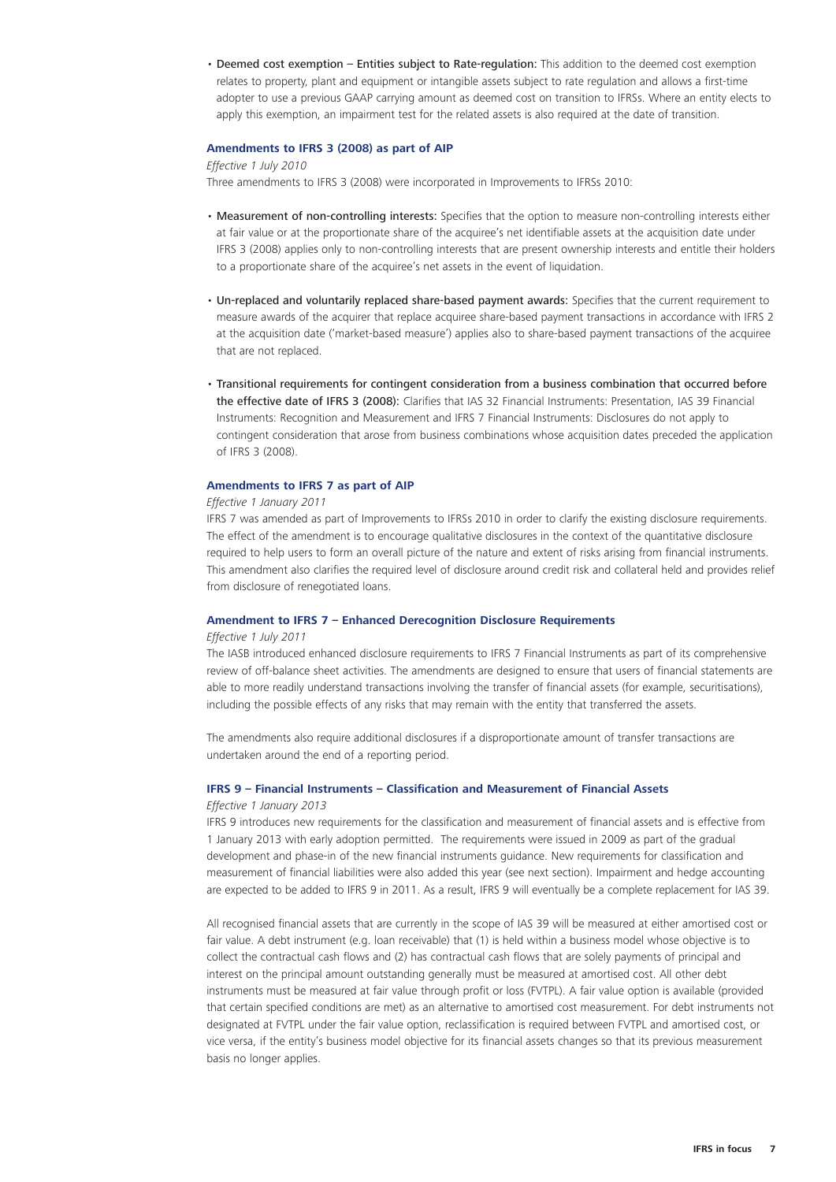- **Deemed cost exemption – Entities subject to Rate-regulation:** This addition to the deemed cost exemption relates to property, plant and equipment or intangible assets subject to rate regulation and allows a first-time adopter to use a previous GAAP carrying amount as deemed cost on transition to IFRSs. Where an entity elects to apply this exemption, an impairment test for the related assets is also required at the date of transition.

### Amendments to IFRS 3 (2008) as part of AIP

*Effective 1 July 2010*

Three amendments to IFRS 3 (2008) were incorporated in Improvements to IFRSs 2010:

- **Measurement of non-controlling interests:** Specifies that the option to measure non-controlling interests either at fair value or at the proportionate share of the acquiree's net identifiable assets at the acquisition date under IFRS 3 (2008) applies only to non-controlling interests that are present ownership interests and entitle their holders to a proportionate share of the acquiree's net assets in the event of liquidation.

- **Un-replaced and voluntarily replaced share-based payment awards:** Specifies that the current requirement to measure awards of the acquirer that replace acquiree share-based payment transactions in accordance with IFRS 2 at the acquisition date ('market-based measure') applies also to share-based payment transactions of the acquiree that are not replaced.

- **Transitional requirements for contingent consideration from a business combination that occurred before the effective date of IFRS 3 (2008):** Clarifies that IAS 32 Financial Instruments: Presentation, IAS 39 Financial Instruments: Recognition and Measurement and IFRS 7 Financial Instruments: Disclosures do not apply to contingent consideration that arose from business combinations whose acquisition dates preceded the application of IFRS 3 (2008).

### Amendments to IFRS 7 as part of AIP

*Effective 1 January 2011*

IFRS 7 was amended as part of Improvements to IFRSs 2010 in order to clarify the existing disclosure requirements. The effect of the amendment is to encourage qualitative disclosures in the context of the quantitative disclosure required to help users to form an overall picture of the nature and extent of risks arising from financial instruments. This amendment also clarifies the required level of disclosure around credit risk and collateral held and provides relief from disclosure of renegotiated loans.

### Amendment to IFRS 7 – Enhanced Derecognition Disclosure Requirements

*Effective 1 July 2011*

The IASB introduced enhanced disclosure requirements to IFRS 7 Financial Instruments as part of its comprehensive review of off-balance sheet activities. The amendments are designed to ensure that users of financial statements are able to more readily understand transactions involving the transfer of financial assets (for example, securitisations), including the possible effects of any risks that may remain with the entity that transferred the assets.

The amendments also require additional disclosures if a disproportionate amount of transfer transactions are undertaken around the end of a reporting period.

### IFRS 9 – Financial Instruments – Classification and Measurement of Financial Assets

*Effective 1 January 2013*

IFRS 9 introduces new requirements for the classification and measurement of financial assets and is effective from 1 January 2013 with early adoption permitted. The requirements were issued in 2009 as part of the gradual development and phase-in of the new financial instruments guidance. New requirements for classification and measurement of financial liabilities were also added this year (see next section). Impairment and hedge accounting are expected to be added to IFRS 9 in 2011. As a result, IFRS 9 will eventually be a complete replacement for IAS 39.

All recognised financial assets that are currently in the scope of IAS 39 will be measured at either amortised cost or fair value. A debt instrument (e.g. loan receivable) that (1) is held within a business model whose objective is to collect the contractual cash flows and (2) has contractual cash flows that are solely payments of principal and interest on the principal amount outstanding generally must be measured at amortised cost. All other debt instruments must be measured at fair value through profit or loss (FVTPL). A fair value option is available (provided that certain specified conditions are met) as an alternative to amortised cost measurement. For debt instruments not designated at FVTPL under the fair value option, reclassification is required between FVTPL and amortised cost, or vice versa, if the entity's business model objective for its financial assets changes so that its previous measurement basis no longer applies.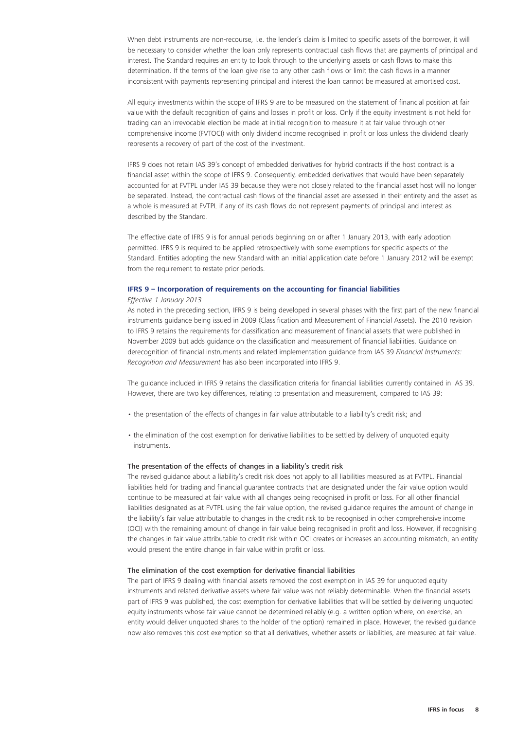When debt instruments are non-recourse, i.e. the lender's claim is limited to specific assets of the borrower, it will be necessary to consider whether the loan only represents contractual cash flows that are payments of principal and interest. The Standard requires an entity to look through to the underlying assets or cash flows to make this determination. If the terms of the loan give rise to any other cash flows or limit the cash flows in a manner inconsistent with payments representing principal and interest the loan cannot be measured at amortised cost.

All equity investments within the scope of IFRS 9 are to be measured on the statement of financial position at fair value with the default recognition of gains and losses in profit or loss. Only if the equity investment is not held for trading can an irrevocable election be made at initial recognition to measure it at fair value through other comprehensive income (FVTOCI) with only dividend income recognised in profit or loss unless the dividend clearly represents a recovery of part of the cost of the investment.

IFRS 9 does not retain IAS 39's concept of embedded derivatives for hybrid contracts if the host contract is a financial asset within the scope of IFRS 9. Consequently, embedded derivatives that would have been separately accounted for at FVTPL under IAS 39 because they were not closely related to the financial asset host will no longer be separated. Instead, the contractual cash flows of the financial asset are assessed in their entirety and the asset as a whole is measured at FVTPL if any of its cash flows do not represent payments of principal and interest as described by the Standard.

The effective date of IFRS 9 is for annual periods beginning on or after 1 January 2013, with early adoption permitted. IFRS 9 is required to be applied retrospectively with some exemptions for specific aspects of the Standard. Entities adopting the new Standard with an initial application date before 1 January 2012 will be exempt from the requirement to restate prior periods.

### IFRS 9 – Incorporation of requirements on the accounting for financial liabilities

*Effective 1 January 2013*

As noted in the preceding section, IFRS 9 is being developed in several phases with the first part of the new financial instruments guidance being issued in 2009 (Classification and Measurement of Financial Assets). The 2010 revision to IFRS 9 retains the requirements for classification and measurement of financial assets that were published in November 2009 but adds guidance on the classification and measurement of financial liabilities. Guidance on derecognition of financial instruments and related implementation guidance from IAS 39 *Financial Instruments: Recognition and Measurement* has also been incorporated into IFRS 9.

The guidance included in IFRS 9 retains the classification criteria for financial liabilities currently contained in IAS 39. However, there are two key differences, relating to presentation and measurement, compared to IAS 39:

- the presentation of the effects of changes in fair value attributable to a liability's credit risk; and
- the elimination of the cost exemption for derivative liabilities to be settled by delivery of unquoted equity instruments.

#### The presentation of the effects of changes in a liability's credit risk

The revised guidance about a liability's credit risk does not apply to all liabilities measured as at FVTPL. Financial liabilities held for trading and financial guarantee contracts that are designated under the fair value option would continue to be measured at fair value with all changes being recognised in profit or loss. For all other financial liabilities designated as at FVTPL using the fair value option, the revised guidance requires the amount of change in the liability's fair value attributable to changes in the credit risk to be recognised in other comprehensive income (OCI) with the remaining amount of change in fair value being recognised in profit and loss. However, if recognising the changes in fair value attributable to credit risk within OCI creates or increases an accounting mismatch, an entity would present the entire change in fair value within profit or loss.

#### The elimination of the cost exemption for derivative financial liabilities

The part of IFRS 9 dealing with financial assets removed the cost exemption in IAS 39 for unquoted equity instruments and related derivative assets where fair value was not reliably determinable. When the financial assets part of IFRS 9 was published, the cost exemption for derivative liabilities that will be settled by delivering unquoted equity instruments whose fair value cannot be determined reliably (e.g. a written option where, on exercise, an entity would deliver unquoted shares to the holder of the option) remained in place. However, the revised guidance now also removes this cost exemption so that all derivatives, whether assets or liabilities, are measured at fair value.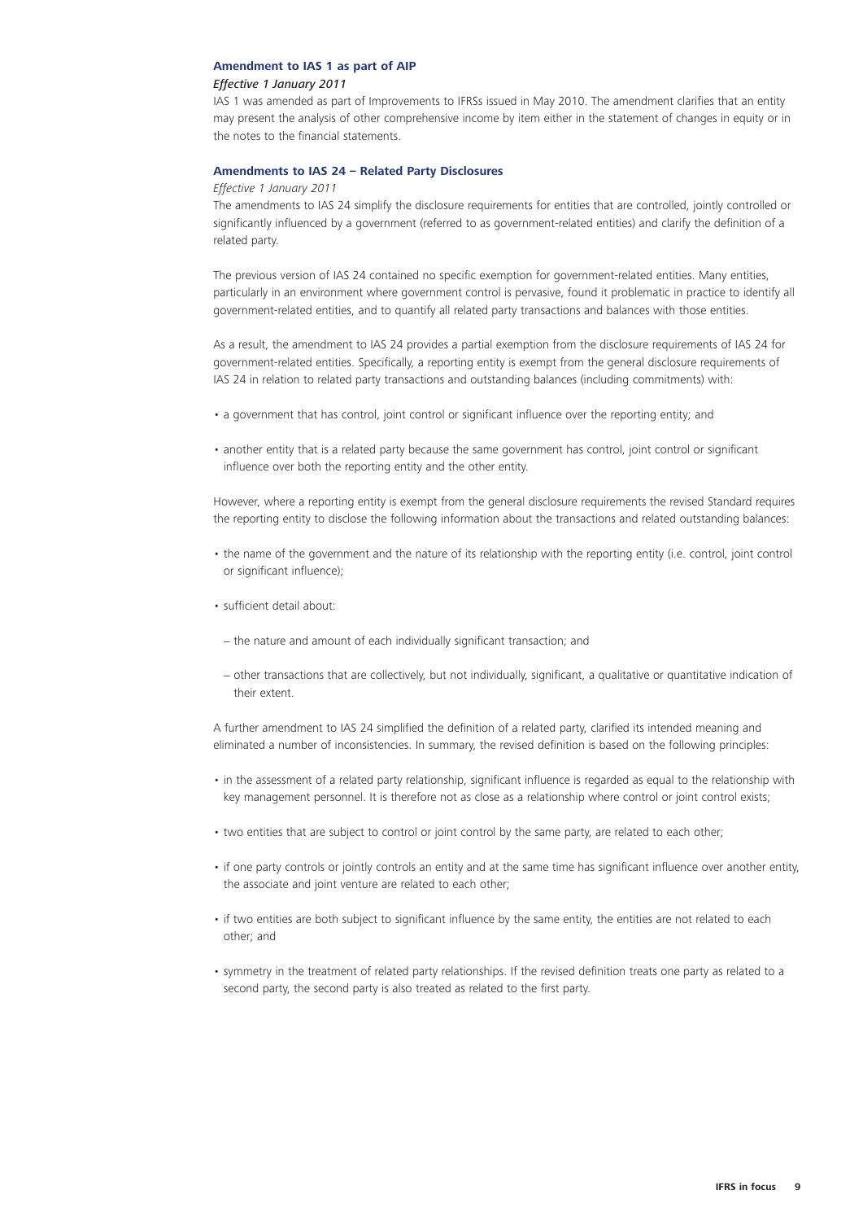### Amendment to IAS 1 as part of AIP

*Effective 1 January 2011*

IAS 1 was amended as part of Improvements to IFRSs issued in May 2010. The amendment clarifies that an entity may present the analysis of other comprehensive income by item either in the statement of changes in equity or in the notes to the financial statements.

### Amendments to IAS 24 – Related Party Disclosures

*Effective 1 January 2011*

The amendments to IAS 24 simplify the disclosure requirements for entities that are controlled, jointly controlled or significantly influenced by a government (referred to as government-related entities) and clarify the definition of a related party.

The previous version of IAS 24 contained no specific exemption for government-related entities. Many entities, particularly in an environment where government control is pervasive, found it problematic in practice to identify all government-related entities, and to quantify all related party transactions and balances with those entities.

As a result, the amendment to IAS 24 provides a partial exemption from the disclosure requirements of IAS 24 for government-related entities. Specifically, a reporting entity is exempt from the general disclosure requirements of IAS 24 in relation to related party transactions and outstanding balances (including commitments) with:

- a government that has control, joint control or significant influence over the reporting entity; and
- another entity that is a related party because the same government has control, joint control or significant influence over both the reporting entity and the other entity.

However, where a reporting entity is exempt from the general disclosure requirements the revised Standard requires the reporting entity to disclose the following information about the transactions and related outstanding balances:

- the name of the government and the nature of its relationship with the reporting entity (i.e. control, joint control or significant influence);
- sufficient detail about:
  - the nature and amount of each individually significant transaction; and
  - other transactions that are collectively, but not individually, significant, a qualitative or quantitative indication of their extent.

A further amendment to IAS 24 simplified the definition of a related party, clarified its intended meaning and eliminated a number of inconsistencies. In summary, the revised definition is based on the following principles:

- in the assessment of a related party relationship, significant influence is regarded as equal to the relationship with key management personnel. It is therefore not as close as a relationship where control or joint control exists;
- two entities that are subject to control or joint control by the same party, are related to each other;
- if one party controls or jointly controls an entity and at the same time has significant influence over another entity, the associate and joint venture are related to each other;
- if two entities are both subject to significant influence by the same entity, the entities are not related to each other; and
- symmetry in the treatment of related party relationships. If the revised definition treats one party as related to a second party, the second party is also treated as related to the first party.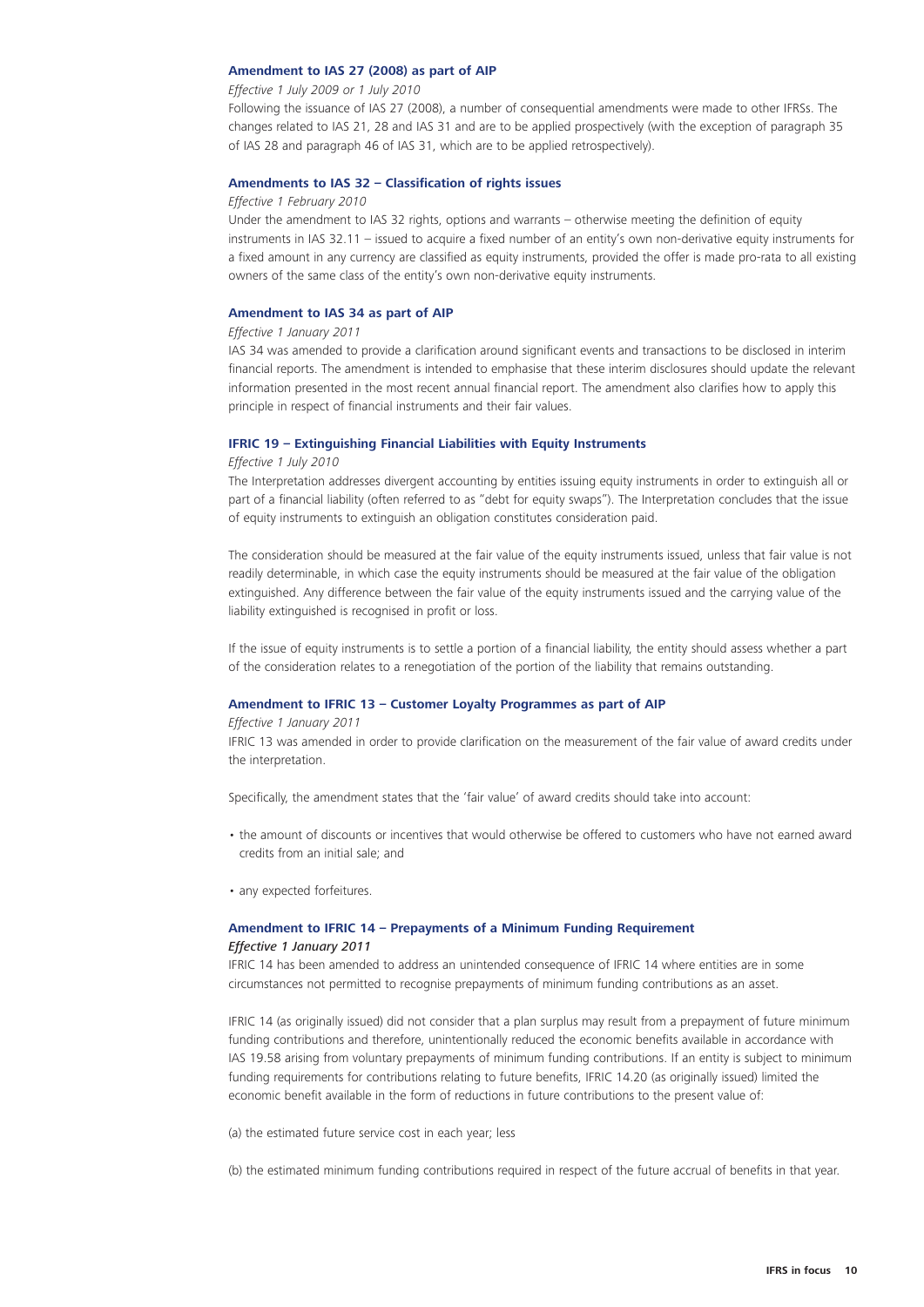### Amendment to IAS 27 (2008) as part of AIP

*Effective 1 July 2009 or 1 July 2010*

Following the issuance of IAS 27 (2008), a number of consequential amendments were made to other IFRSs. The changes related to IAS 21, 28 and IAS 31 and are to be applied prospectively (with the exception of paragraph 35 of IAS 28 and paragraph 46 of IAS 31, which are to be applied retrospectively).

### Amendments to IAS 32 – Classification of rights issues

*Effective 1 February 2010*

Under the amendment to IAS 32 rights, options and warrants – otherwise meeting the definition of equity instruments in IAS 32.11 – issued to acquire a fixed number of an entity's own non-derivative equity instruments for a fixed amount in any currency are classified as equity instruments, provided the offer is made pro-rata to all existing owners of the same class of the entity's own non-derivative equity instruments.

### Amendment to IAS 34 as part of AIP

*Effective 1 January 2011*

IAS 34 was amended to provide a clarification around significant events and transactions to be disclosed in interim financial reports. The amendment is intended to emphasise that these interim disclosures should update the relevant information presented in the most recent annual financial report. The amendment also clarifies how to apply this principle in respect of financial instruments and their fair values.

### IFRIC 19 – Extinguishing Financial Liabilities with Equity Instruments

*Effective 1 July 2010*

The Interpretation addresses divergent accounting by entities issuing equity instruments in order to extinguish all or part of a financial liability (often referred to as "debt for equity swaps"). The Interpretation concludes that the issue of equity instruments to extinguish an obligation constitutes consideration paid.

The consideration should be measured at the fair value of the equity instruments issued, unless that fair value is not readily determinable, in which case the equity instruments should be measured at the fair value of the obligation extinguished. Any difference between the fair value of the equity instruments issued and the carrying value of the liability extinguished is recognised in profit or loss.

If the issue of equity instruments is to settle a portion of a financial liability, the entity should assess whether a part of the consideration relates to a renegotiation of the portion of the liability that remains outstanding.

### Amendment to IFRIC 13 – Customer Loyalty Programmes as part of AIP

*Effective 1 January 2011*

IFRIC 13 was amended in order to provide clarification on the measurement of the fair value of award credits under the interpretation.

Specifically, the amendment states that the 'fair value' of award credits should take into account:

- the amount of discounts or incentives that would otherwise be offered to customers who have not earned award credits from an initial sale; and
- any expected forfeitures.

### Amendment to IFRIC 14 – Prepayments of a Minimum Funding Requirement

***Effective 1 January 2011***

IFRIC 14 has been amended to address an unintended consequence of IFRIC 14 where entities are in some circumstances not permitted to recognise prepayments of minimum funding contributions as an asset.

IFRIC 14 (as originally issued) did not consider that a plan surplus may result from a prepayment of future minimum funding contributions and therefore, unintentionally reduced the economic benefits available in accordance with IAS 19.58 arising from voluntary prepayments of minimum funding contributions. If an entity is subject to minimum funding requirements for contributions relating to future benefits, IFRIC 14.20 (as originally issued) limited the economic benefit available in the form of reductions in future contributions to the present value of:

(a) the estimated future service cost in each year; less

(b) the estimated minimum funding contributions required in respect of the future accrual of benefits in that year.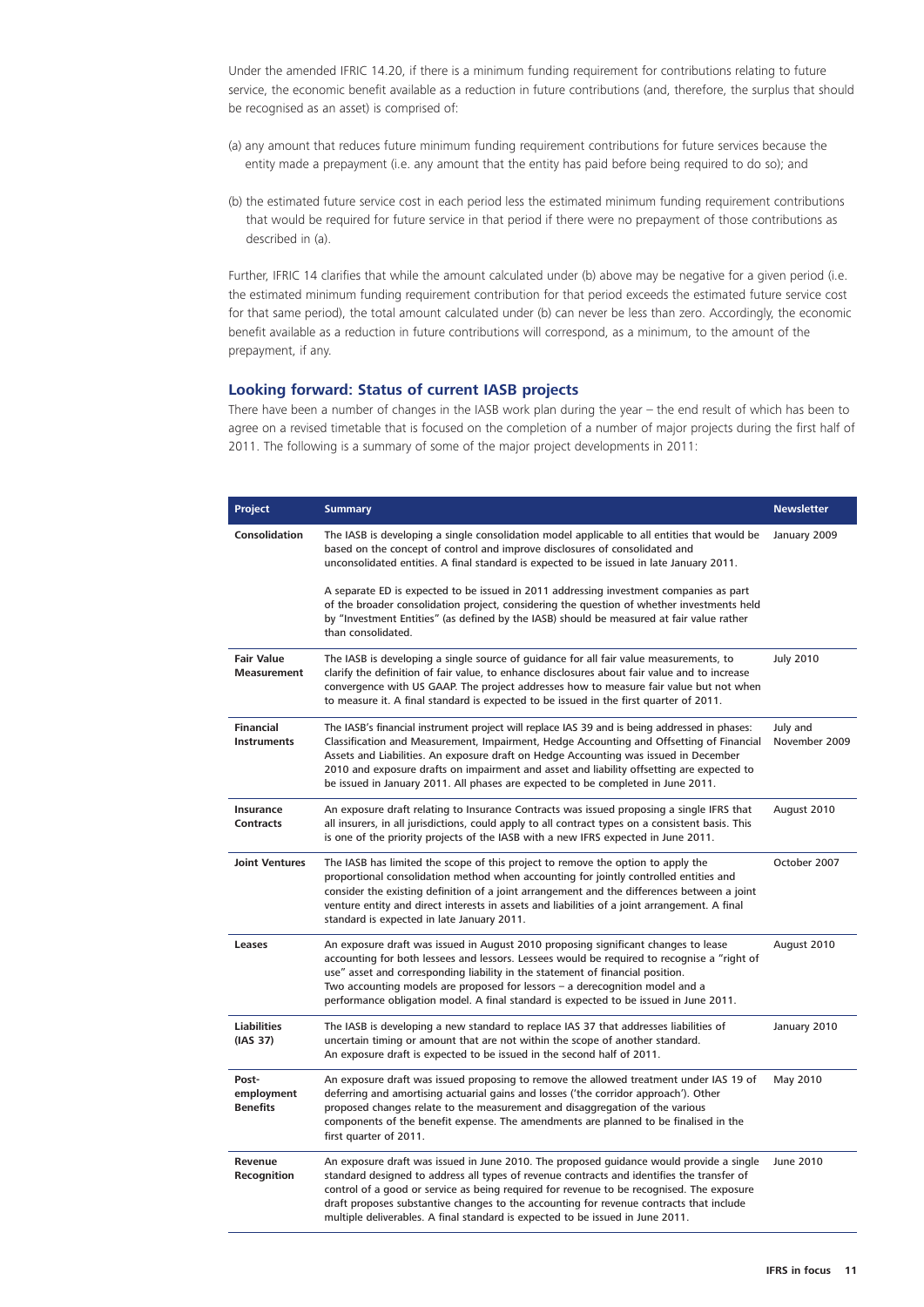Under the amended IFRIC 14.20, if there is a minimum funding requirement for contributions relating to future service, the economic benefit available as a reduction in future contributions (and, therefore, the surplus that should be recognised as an asset) is comprised of:

(a) any amount that reduces future minimum funding requirement contributions for future services because the entity made a prepayment (i.e. any amount that the entity has paid before being required to do so); and

(b) the estimated future service cost in each period less the estimated minimum funding requirement contributions that would be required for future service in that period if there were no prepayment of those contributions as described in (a).

Further, IFRIC 14 clarifies that while the amount calculated under (b) above may be negative for a given period (i.e. the estimated minimum funding requirement contribution for that period exceeds the estimated future service cost for that same period), the total amount calculated under (b) can never be less than zero. Accordingly, the economic benefit available as a reduction in future contributions will correspond, as a minimum, to the amount of the prepayment, if any.

## Looking forward: Status of current IASB projects

There have been a number of changes in the IASB work plan during the year – the end result of which has been to agree on a revised timetable that is focused on the completion of a number of major projects during the first half of 2011. The following is a summary of some of the major project developments in 2011:

| Project | Summary | Newsletter |
|---|---|---|
| **Consolidation** | The IASB is developing a single consolidation model applicable to all entities that would be based on the concept of control and improve disclosures of consolidated and unconsolidated entities. A final standard is expected to be issued in late January 2011.<br><br>A separate ED is expected to be issued in 2011 addressing investment companies as part of the broader consolidation project, considering the question of whether investments held by "Investment Entities" (as defined by the IASB) should be measured at fair value rather than consolidated. | January 2009 |
| **Fair Value Measurement** | The IASB is developing a single source of guidance for all fair value measurements, to clarify the definition of fair value, to enhance disclosures about fair value and to increase convergence with US GAAP. The project addresses how to measure fair value but not when to measure it. A final standard is expected to be issued in the first quarter of 2011. | July 2010 |
| **Financial Instruments** | The IASB's financial instrument project will replace IAS 39 and is being addressed in phases: Classification and Measurement, Impairment, Hedge Accounting and Offsetting of Financial Assets and Liabilities. An exposure draft on Hedge Accounting was issued in December 2010 and exposure drafts on impairment and asset and liability offsetting are expected to be issued in January 2011. All phases are expected to be completed in June 2011. | July and November 2009 |
| **Insurance Contracts** | An exposure draft relating to Insurance Contracts was issued proposing a single IFRS that all insurers, in all jurisdictions, could apply to all contract types on a consistent basis. This is one of the priority projects of the IASB with a new IFRS expected in June 2011. | August 2010 |
| **Joint Ventures** | The IASB has limited the scope of this project to remove the option to apply the proportional consolidation method when accounting for jointly controlled entities and consider the existing definition of a joint arrangement and the differences between a joint venture entity and direct interests in assets and liabilities of a joint arrangement. A final standard is expected in late January 2011. | October 2007 |
| **Leases** | An exposure draft was issued in August 2010 proposing significant changes to lease accounting for both lessees and lessors. Lessees would be required to recognise a "right of use" asset and corresponding liability in the statement of financial position. Two accounting models are proposed for lessors – a derecognition model and a performance obligation model. A final standard is expected to be issued in June 2011. | August 2010 |
| **Liabilities (IAS 37)** | The IASB is developing a new standard to replace IAS 37 that addresses liabilities of uncertain timing or amount that are not within the scope of another standard. An exposure draft is expected to be issued in the second half of 2011. | January 2010 |
| **Post-employment Benefits** | An exposure draft was issued proposing to remove the allowed treatment under IAS 19 of deferring and amortising actuarial gains and losses ('the corridor approach'). Other proposed changes relate to the measurement and disaggregation of the various components of the benefit expense. The amendments are planned to be finalised in the first quarter of 2011. | May 2010 |
| **Revenue Recognition** | An exposure draft was issued in June 2010. The proposed guidance would provide a single standard designed to address all types of revenue contracts and identifies the transfer of control of a good or service as being required for revenue to be recognised. The exposure draft proposes substantive changes to the accounting for revenue contracts that include multiple deliverables. A final standard is expected to be issued in June 2011. | June 2010 |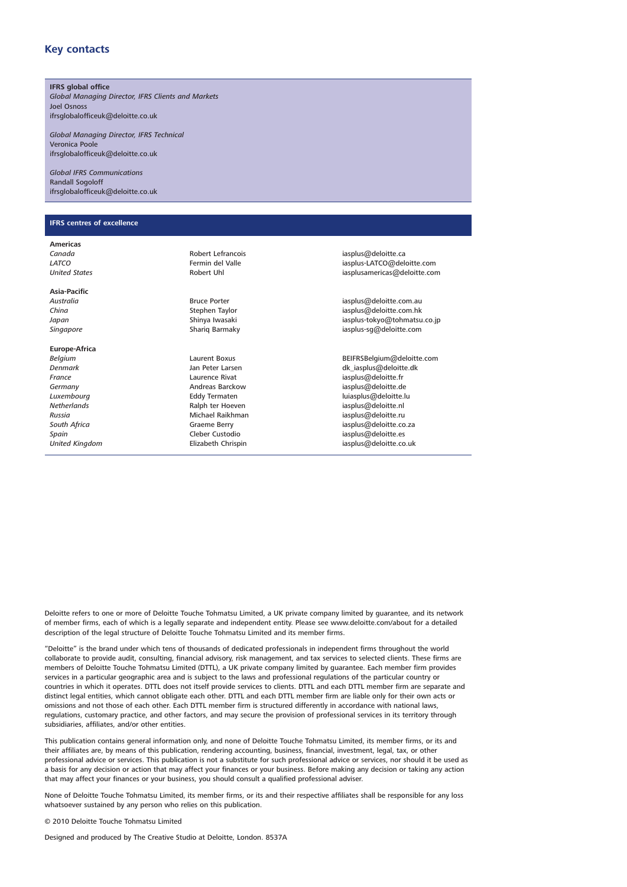## Key contacts

**IFRS global office**
*Global Managing Director, IFRS Clients and Markets*
Joel Osnoss
ifrsglobalofficeuk@deloitte.co.uk

*Global Managing Director, IFRS Technical*
Veronica Poole
ifrsglobalofficeuk@deloitte.co.uk

*Global IFRS Communications*
Randall Sogoloff
ifrsglobalofficeuk@deloitte.co.uk

**IFRS centres of excellence**

| | | |
|---|---|---|
| **Americas** | | |
| *Canada* | Robert Lefrancois | iasplus@deloitte.ca |
| *LATCO* | Fermin del Valle | iasplus-LATCO@deloitte.com |
| *United States* | Robert Uhl | iasplusamericas@deloitte.com |
| **Asia-Pacific** | | |
| *Australia* | Bruce Porter | iasplus@deloitte.com.au |
| *China* | Stephen Taylor | iasplus@deloitte.com.hk |
| *Japan* | Shinya Iwasaki | iasplus-tokyo@tohmatsu.co.jp |
| *Singapore* | Shariq Barmaky | iasplus-sg@deloitte.com |
| **Europe-Africa** | | |
| *Belgium* | Laurent Boxus | BEIFRSBelgium@deloitte.com |
| *Denmark* | Jan Peter Larsen | dk_iasplus@deloitte.dk |
| *France* | Laurence Rivat | iasplus@deloitte.fr |
| *Germany* | Andreas Barckow | iasplus@deloitte.de |
| *Luxembourg* | Eddy Termaten | luiasplus@deloitte.lu |
| *Netherlands* | Ralph ter Hoeven | iasplus@deloitte.nl |
| *Russia* | Michael Raikhman | iasplus@deloitte.ru |
| *South Africa* | Graeme Berry | iasplus@deloitte.co.za |
| *Spain* | Cleber Custodio | iasplus@deloitte.es |
| *United Kingdom* | Elizabeth Chrispin | iasplus@deloitte.co.uk |

Deloitte refers to one or more of Deloitte Touche Tohmatsu Limited, a UK private company limited by guarantee, and its network of member firms, each of which is a legally separate and independent entity. Please see www.deloitte.com/about for a detailed description of the legal structure of Deloitte Touche Tohmatsu Limited and its member firms.

"Deloitte" is the brand under which tens of thousands of dedicated professionals in independent firms throughout the world collaborate to provide audit, consulting, financial advisory, risk management, and tax services to selected clients. These firms are members of Deloitte Touche Tohmatsu Limited (DTTL), a UK private company limited by guarantee. Each member firm provides services in a particular geographic area and is subject to the laws and professional regulations of the particular country or countries in which it operates. DTTL does not itself provide services to clients. DTTL and each DTTL member firm are separate and distinct legal entities, which cannot obligate each other. DTTL and each DTTL member firm are liable only for their own acts or omissions and not those of each other. Each DTTL member firm is structured differently in accordance with national laws, regulations, customary practice, and other factors, and may secure the provision of professional services in its territory through subsidiaries, affiliates, and/or other entities.

This publication contains general information only, and none of Deloitte Touche Tohmatsu Limited, its member firms, or its and their affiliates are, by means of this publication, rendering accounting, business, financial, investment, legal, tax, or other professional advice or services. This publication is not a substitute for such professional advice or services, nor should it be used as a basis for any decision or action that may affect your finances or your business. Before making any decision or taking any action that may affect your finances or your business, you should consult a qualified professional adviser.

None of Deloitte Touche Tohmatsu Limited, its member firms, or its and their respective affiliates shall be responsible for any loss whatsoever sustained by any person who relies on this publication.

© 2010 Deloitte Touche Tohmatsu Limited

Designed and produced by The Creative Studio at Deloitte, London. 8537A